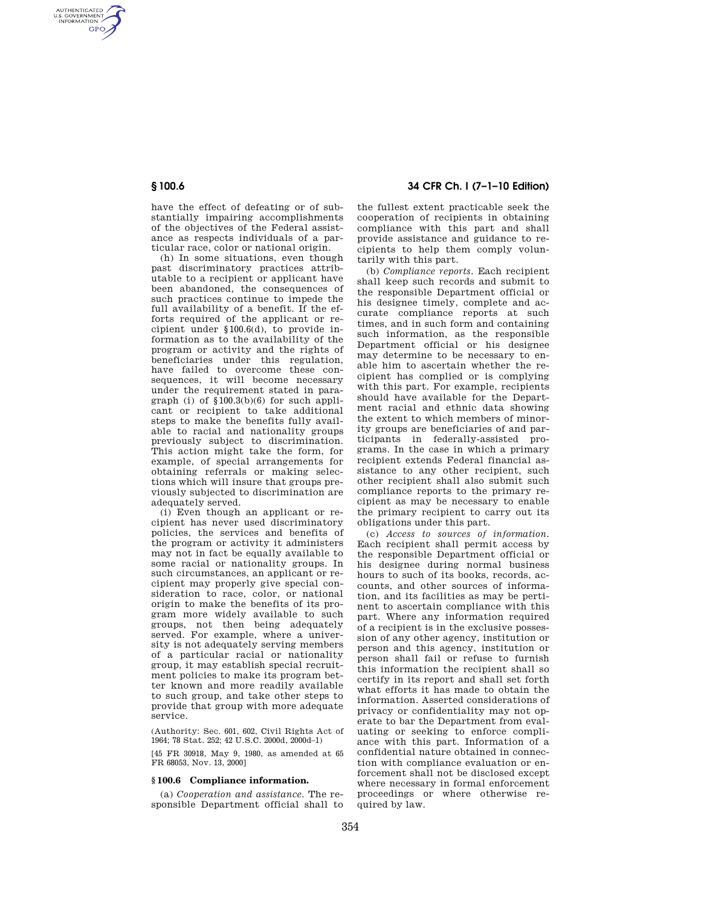have the effect of defeating or of substantially impairing accomplishments of the objectives of the Federal assistance as respects individuals of a particular race, color or national origin.

(h) In some situations, even though past discriminatory practices attributable to a recipient or applicant have been abandoned, the consequences of such practices continue to impede the full availability of a benefit. If the efforts required of the applicant or recipient under §100.6(d), to provide information as to the availability of the program or activity and the rights of beneficiaries under this regulation, have failed to overcome these consequences, it will become necessary under the requirement stated in paragraph (i) of §100.3(b)(6) for such applicant or recipient to take additional steps to make the benefits fully available to racial and nationality groups previously subject to discrimination. This action might take the form, for example, of special arrangements for obtaining referrals or making selections which will insure that groups previously subjected to discrimination are adequately served.

(i) Even though an applicant or recipient has never used discriminatory policies, the services and benefits of the program or activity it administers may not in fact be equally available to some racial or nationality groups. In such circumstances, an applicant or recipient may properly give special consideration to race, color, or national origin to make the benefits of its program more widely available to such groups, not then being adequately served. For example, where a university is not adequately serving members of a particular racial or nationality group, it may establish special recruitment policies to make its program better known and more readily available to such group, and take other steps to provide that group with more adequate service.

(Authority: Sec. 601, 602, Civil Rights Act of 1964; 78 Stat. 252; 42 U.S.C. 2000d, 2000d–1)

[45 FR 30918, May 9, 1980, as amended at 65 FR 68053, Nov. 13, 2000]

## § 100.6 Compliance information.

(a) *Cooperation and assistance.* The responsible Department official shall to the fullest extent practicable seek the cooperation of recipients in obtaining compliance with this part and shall provide assistance and guidance to recipients to help them comply voluntarily with this part.

(b) *Compliance reports.* Each recipient shall keep such records and submit to the responsible Department official or his designee timely, complete and accurate compliance reports at such times, and in such form and containing such information, as the responsible Department official or his designee may determine to be necessary to enable him to ascertain whether the recipient has complied or is complying with this part. For example, recipients should have available for the Department racial and ethnic data showing the extent to which members of minority groups are beneficiaries of and participants in federally-assisted programs. In the case in which a primary recipient extends Federal financial assistance to any other recipient, such other recipient shall also submit such compliance reports to the primary recipient as may be necessary to enable the primary recipient to carry out its obligations under this part.

(c) *Access to sources of information.* Each recipient shall permit access by the responsible Department official or his designee during normal business hours to such of its books, records, accounts, and other sources of information, and its facilities as may be pertinent to ascertain compliance with this part. Where any information required of a recipient is in the exclusive possession of any other agency, institution or person and this agency, institution or person shall fail or refuse to furnish this information the recipient shall so certify in its report and shall set forth what efforts it has made to obtain the information. Asserted considerations of privacy or confidentiality may not operate to bar the Department from evaluating or seeking to enforce compliance with this part. Information of a confidential nature obtained in connection with compliance evaluation or enforcement shall not be disclosed except where necessary in formal enforcement proceedings or where otherwise required by law.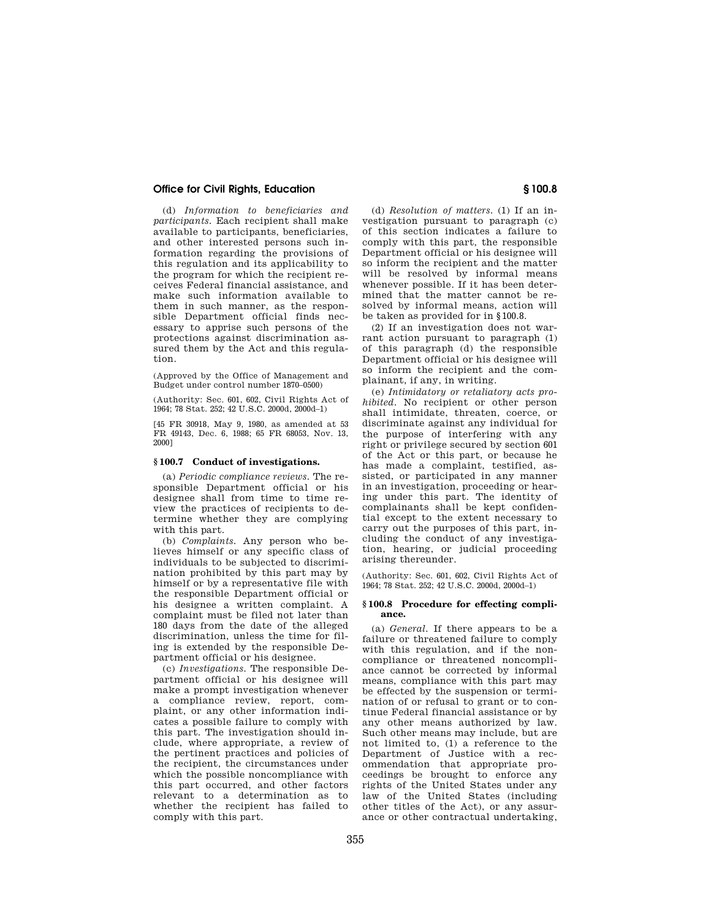(d) *Information to beneficiaries and participants.* Each recipient shall make available to participants, beneficiaries, and other interested persons such information regarding the provisions of this regulation and its applicability to the program for which the recipient receives Federal financial assistance, and make such information available to them in such manner, as the responsible Department official finds necessary to apprise such persons of the protections against discrimination assured them by the Act and this regulation.

(Approved by the Office of Management and Budget under control number 1870–0500)

(Authority: Sec. 601, 602, Civil Rights Act of 1964; 78 Stat. 252; 42 U.S.C. 2000d, 2000d–1)

[45 FR 30918, May 9, 1980, as amended at 53 FR 49143, Dec. 6, 1988; 65 FR 68053, Nov. 13, 2000]

### § 100.7 Conduct of investigations.

(a) *Periodic compliance reviews.* The responsible Department official or his designee shall from time to time review the practices of recipients to determine whether they are complying with this part.

(b) *Complaints.* Any person who believes himself or any specific class of individuals to be subjected to discrimination prohibited by this part may by himself or by a representative file with the responsible Department official or his designee a written complaint. A complaint must be filed not later than 180 days from the date of the alleged discrimination, unless the time for filing is extended by the responsible Department official or his designee.

(c) *Investigations.* The responsible Department official or his designee will make a prompt investigation whenever a compliance review, report, complaint, or any other information indicates a possible failure to comply with this part. The investigation should include, where appropriate, a review of the pertinent practices and policies of the recipient, the circumstances under which the possible noncompliance with this part occurred, and other factors relevant to a determination as to whether the recipient has failed to comply with this part.

(d) *Resolution of matters.* (1) If an investigation pursuant to paragraph (c) of this section indicates a failure to comply with this part, the responsible Department official or his designee will so inform the recipient and the matter will be resolved by informal means whenever possible. If it has been determined that the matter cannot be resolved by informal means, action will be taken as provided for in § 100.8.

(2) If an investigation does not warrant action pursuant to paragraph (1) of this paragraph (d) the responsible Department official or his designee will so inform the recipient and the complainant, if any, in writing.

(e) *Intimidatory or retaliatory acts prohibited.* No recipient or other person shall intimidate, threaten, coerce, or discriminate against any individual for the purpose of interfering with any right or privilege secured by section 601 of the Act or this part, or because he has made a complaint, testified, assisted, or participated in any manner in an investigation, proceeding or hearing under this part. The identity of complainants shall be kept confidential except to the extent necessary to carry out the purposes of this part, including the conduct of any investigation, hearing, or judicial proceeding arising thereunder.

(Authority: Sec. 601, 602, Civil Rights Act of 1964; 78 Stat. 252; 42 U.S.C. 2000d, 2000d–1)

### § 100.8 Procedure for effecting compliance.

(a) *General.* If there appears to be a failure or threatened failure to comply with this regulation, and if the noncompliance or threatened noncompliance cannot be corrected by informal means, compliance with this part may be effected by the suspension or termination of or refusal to grant or to continue Federal financial assistance or by any other means authorized by law. Such other means may include, but are not limited to, (1) a reference to the Department of Justice with a recommendation that appropriate proceedings be brought to enforce any rights of the United States under any law of the United States (including other titles of the Act), or any assurance or other contractual undertaking,